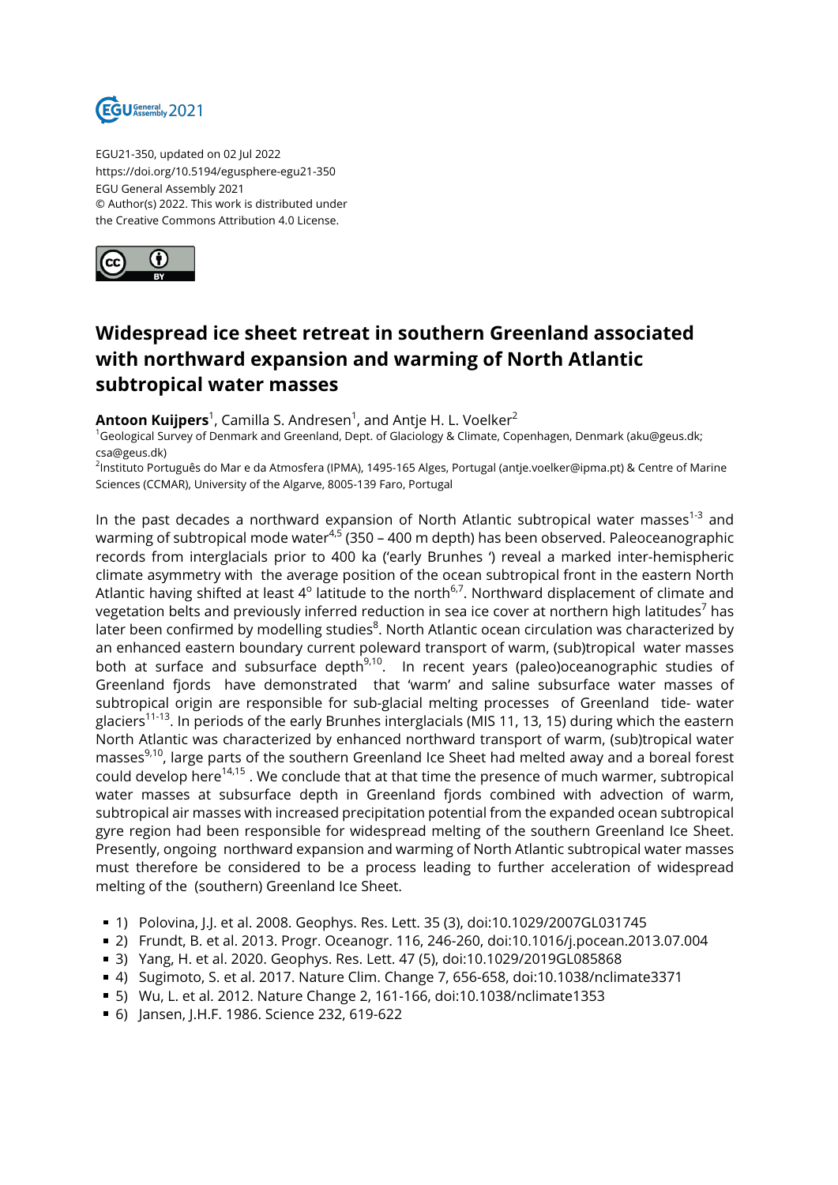EGU21-350, updated on 02 Jul 2022
https://doi.org/10.5194/egusphere-egu21-350
EGU General Assembly 2021
© Author(s) 2022. This work is distributed under
the Creative Commons Attribution 4.0 License.

# Widespread ice sheet retreat in southern Greenland associated with northward expansion and warming of North Atlantic subtropical water masses

**Antoon Kuijpers**[1], Camilla S. Andresen[1], and Antje H. L. Voelker[2]

[1]Geological Survey of Denmark and Greenland, Dept. of Glaciology & Climate, Copenhagen, Denmark (aku@geus.dk; csa@geus.dk)

[2]Instituto Português do Mar e da Atmosfera (IPMA), 1495-165 Alges, Portugal (antje.voelker@ipma.pt) & Centre of Marine Sciences (CCMAR), University of the Algarve, 8005-139 Faro, Portugal

In the past decades a northward expansion of North Atlantic subtropical water masses[1-3] and warming of subtropical mode water[4,5] (350 – 400 m depth) has been observed. Paleoceanographic records from interglacials prior to 400 ka ('early Brunhes ') reveal a marked inter-hemispheric climate asymmetry with the average position of the ocean subtropical front in the eastern North Atlantic having shifted at least 4° latitude to the north[6,7]. Northward displacement of climate and vegetation belts and previously inferred reduction in sea ice cover at northern high latitudes[7] has later been confirmed by modelling studies[8]. North Atlantic ocean circulation was characterized by an enhanced eastern boundary current poleward transport of warm, (sub)tropical water masses both at surface and subsurface depth[9,10]. In recent years (paleo)oceanographic studies of Greenland fjords have demonstrated that 'warm' and saline subsurface water masses of subtropical origin are responsible for sub-glacial melting processes of Greenland tide- water glaciers[11-13]. In periods of the early Brunhes interglacials (MIS 11, 13, 15) during which the eastern North Atlantic was characterized by enhanced northward transport of warm, (sub)tropical water masses[9,10], large parts of the southern Greenland Ice Sheet had melted away and a boreal forest could develop here[14,15] . We conclude that at that time the presence of much warmer, subtropical water masses at subsurface depth in Greenland fjords combined with advection of warm, subtropical air masses with increased precipitation potential from the expanded ocean subtropical gyre region had been responsible for widespread melting of the southern Greenland Ice Sheet. Presently, ongoing northward expansion and warming of North Atlantic subtropical water masses must therefore be considered to be a process leading to further acceleration of widespread melting of the (southern) Greenland Ice Sheet.

- 1) Polovina, J.J. et al. 2008. Geophys. Res. Lett. 35 (3), doi:10.1029/2007GL031745
- 2) Frundt, B. et al. 2013. Progr. Oceanogr. 116, 246-260, doi:10.1016/j.pocean.2013.07.004
- 3) Yang, H. et al. 2020. Geophys. Res. Lett. 47 (5), doi:10.1029/2019GL085868
- 4) Sugimoto, S. et al. 2017. Nature Clim. Change 7, 656-658, doi:10.1038/nclimate3371
- 5) Wu, L. et al. 2012. Nature Change 2, 161-166, doi:10.1038/nclimate1353
- 6) Jansen, J.H.F. 1986. Science 232, 619-622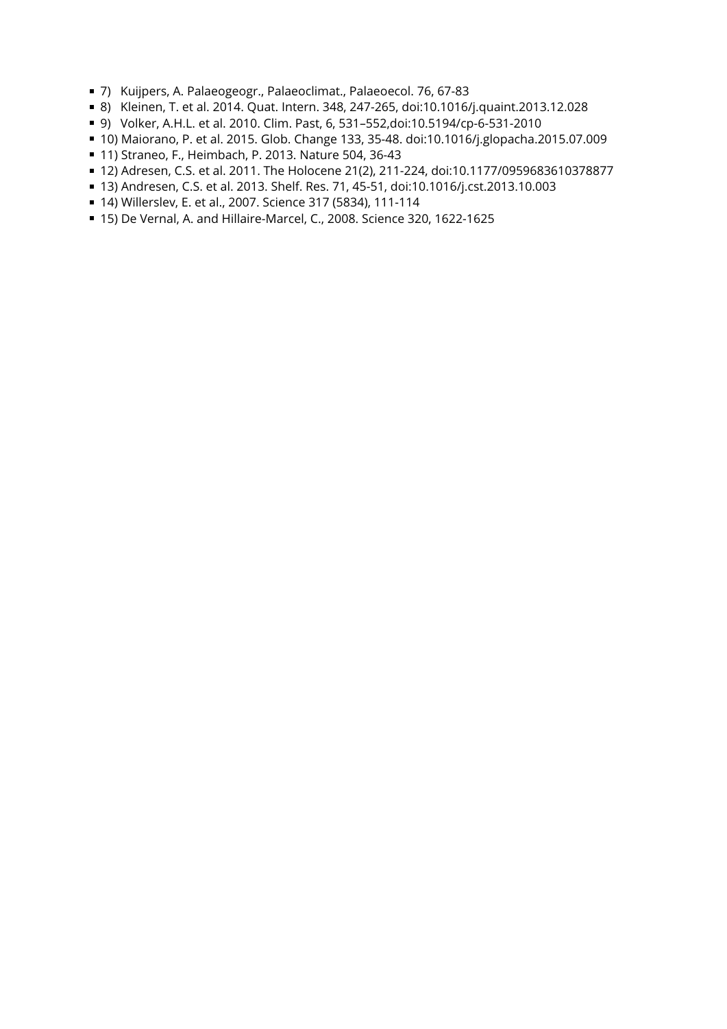- 7) Kuijpers, A. Palaeogeogr., Palaeoclimat., Palaeoecol. 76, 67-83
- 8) Kleinen, T. et al. 2014. Quat. Intern. 348, 247-265, doi:10.1016/j.quaint.2013.12.028
- 9) Volker, A.H.L. et al. 2010. Clim. Past, 6, 531–552,doi:10.5194/cp-6-531-2010
- 10) Maiorano, P. et al. 2015. Glob. Change 133, 35-48. doi:10.1016/j.glopacha.2015.07.009
- 11) Straneo, F., Heimbach, P. 2013. Nature 504, 36-43
- 12) Adresen, C.S. et al. 2011. The Holocene 21(2), 211-224, doi:10.1177/0959683610378877
- 13) Andresen, C.S. et al. 2013. Shelf. Res. 71, 45-51, doi:10.1016/j.cst.2013.10.003
- 14) Willerslev, E. et al., 2007. Science 317 (5834), 111-114
- 15) De Vernal, A. and Hillaire-Marcel, C., 2008. Science 320, 1622-1625